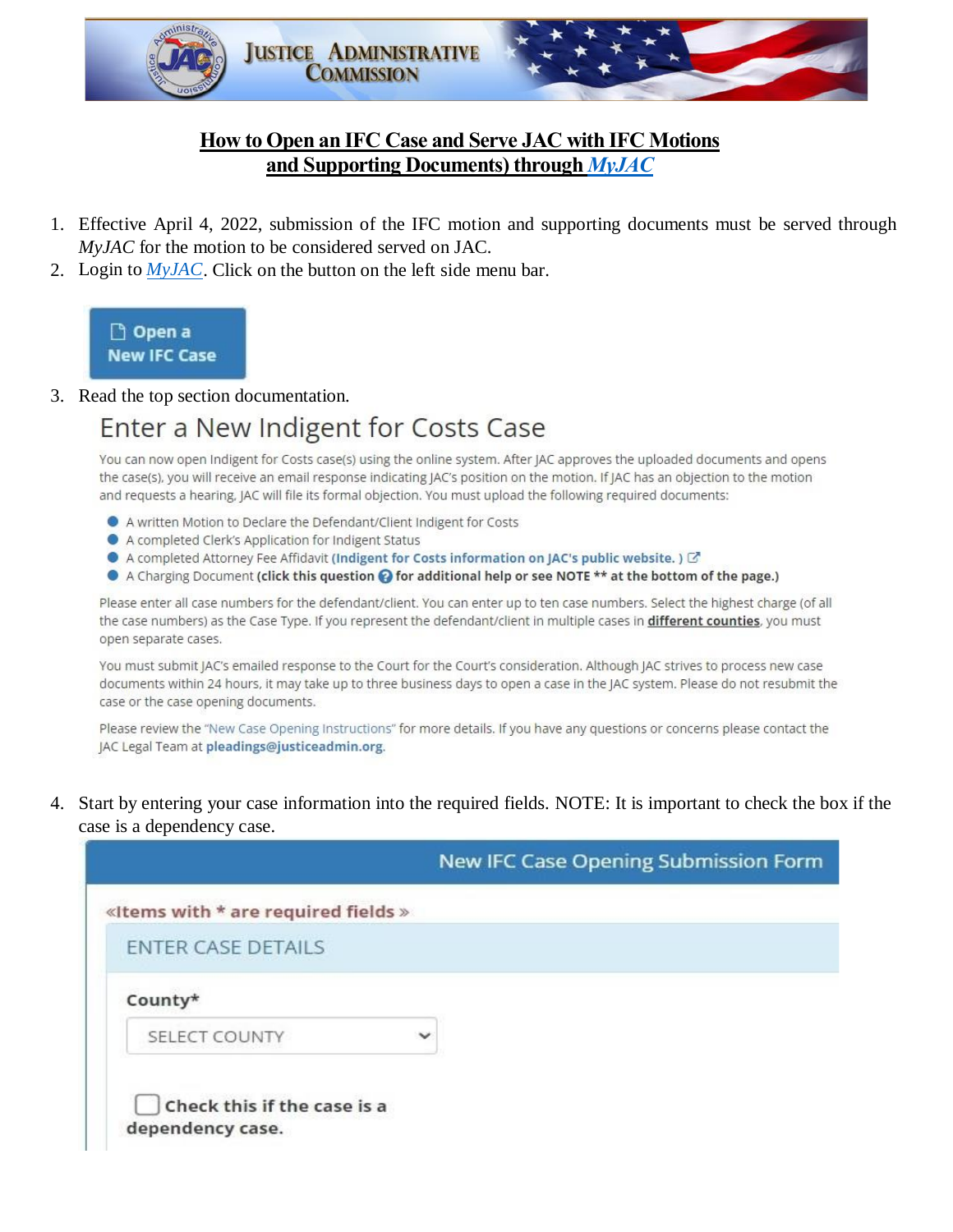# How to Open an IFC Case and Serve JAC with IFC Motions and Supporting Documents) through *MyJAC*

1. Effective April 4, 2022, submission of the IFC motion and supporting documents must be served through *MyJAC* for the motion to be considered served on JAC.
2. Login to *MyJAC*. Click on the button on the left side menu bar.

   **Open a New IFC Case**

3. Read the top section documentation.

   ## Enter a New Indigent for Costs Case

   You can now open Indigent for Costs case(s) using the online system. After JAC approves the uploaded documents and opens the case(s), you will receive an email response indicating JAC's position on the motion. If JAC has an objection to the motion and requests a hearing, JAC will file its formal objection. You must upload the following required documents:

   - A written Motion to Declare the Defendant/Client Indigent for Costs
   - A completed Clerk's Application for Indigent Status
   - A completed Attorney Fee Affidavit **(Indigent for Costs information on JAC's public website. )**
   - A Charging Document **(click this question ? for additional help or see NOTE ** at the bottom of the page.)**

   Please enter all case numbers for the defendant/client. You can enter up to ten case numbers. Select the highest charge (of all the case numbers) as the Case Type. If you represent the defendant/client in multiple cases in **different counties**, you must open separate cases.

   You must submit JAC's emailed response to the Court for the Court's consideration. Although JAC strives to process new case documents within 24 hours, it may take up to three business days to open a case in the JAC system. Please do not resubmit the case or the case opening documents.

   Please review the "New Case Opening Instructions" for more details. If you have any questions or concerns please contact the JAC Legal Team at **pleadings@justiceadmin.org**.

4. Start by entering your case information into the required fields. NOTE: It is important to check the box if the case is a dependency case.

   **New IFC Case Opening Submission Form**

   «Items with * are required fields »

   ENTER CASE DETAILS

   **County***

   SELECT COUNTY

   ☐ **Check this if the case is a dependency case.**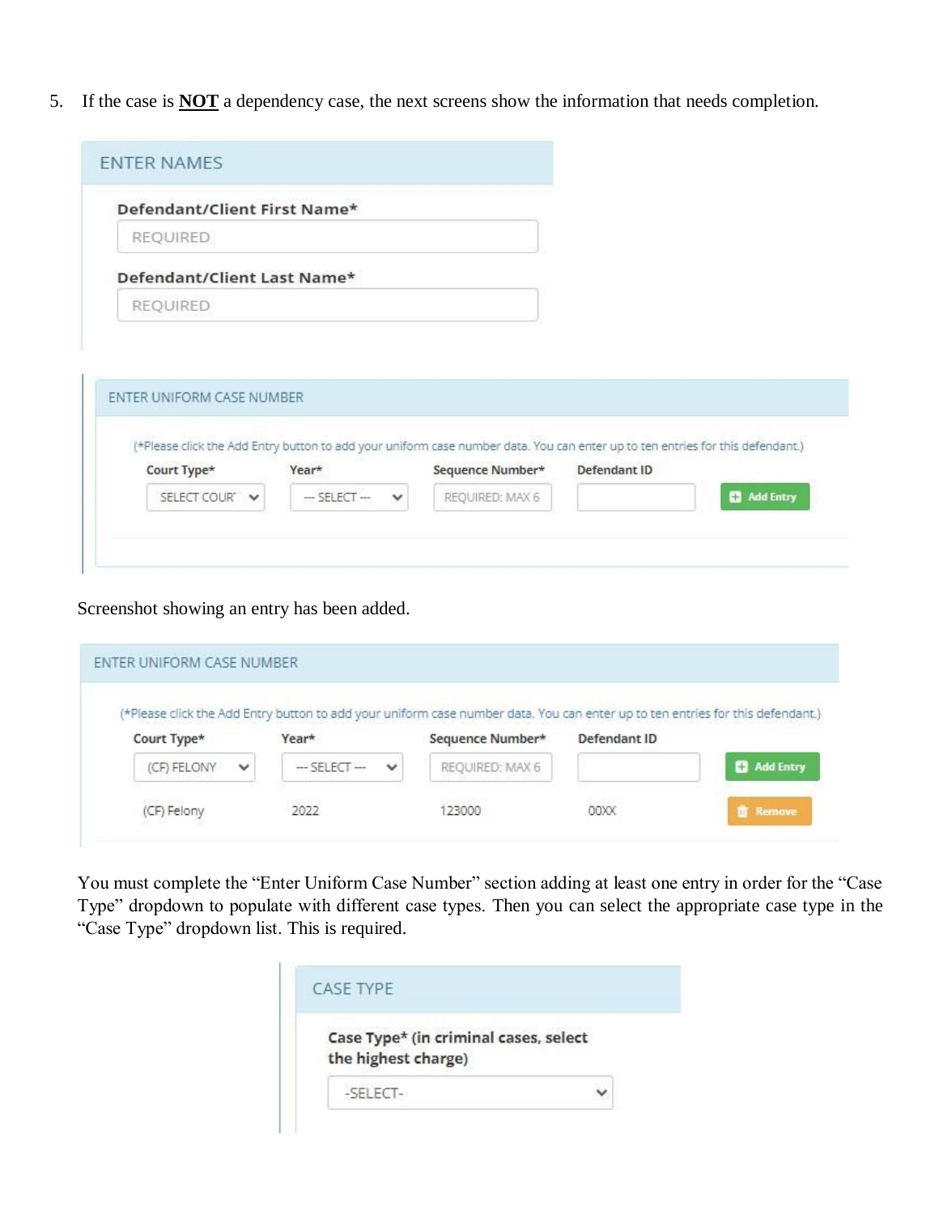5. If the case is **NOT** a dependency case, the next screens show the information that needs completion.

ENTER NAMES

Defendant/Client First Name*

REQUIRED

Defendant/Client Last Name*

REQUIRED

ENTER UNIFORM CASE NUMBER

(*Please click the Add Entry button to add your uniform case number data. You can enter up to ten entries for this defendant.)

| Court Type* | Year* | Sequence Number* | Defendant ID | |
|---|---|---|---|---|
| SELECT COUR | --- SELECT --- | REQUIRED: MAX 6 | | Add Entry |

Screenshot showing an entry has been added.

ENTER UNIFORM CASE NUMBER

(*Please click the Add Entry button to add your uniform case number data. You can enter up to ten entries for this defendant.)

| Court Type* | Year* | Sequence Number* | Defendant ID | |
|---|---|---|---|---|
| (CF) FELONY | --- SELECT --- | REQUIRED: MAX 6 | | Add Entry |
| (CF) Felony | 2022 | 123000 | 00XX | Remove |

You must complete the "Enter Uniform Case Number" section adding at least one entry in order for the "Case Type" dropdown to populate with different case types. Then you can select the appropriate case type in the "Case Type" dropdown list. This is required.

CASE TYPE

Case Type* (in criminal cases, select the highest charge)

-SELECT-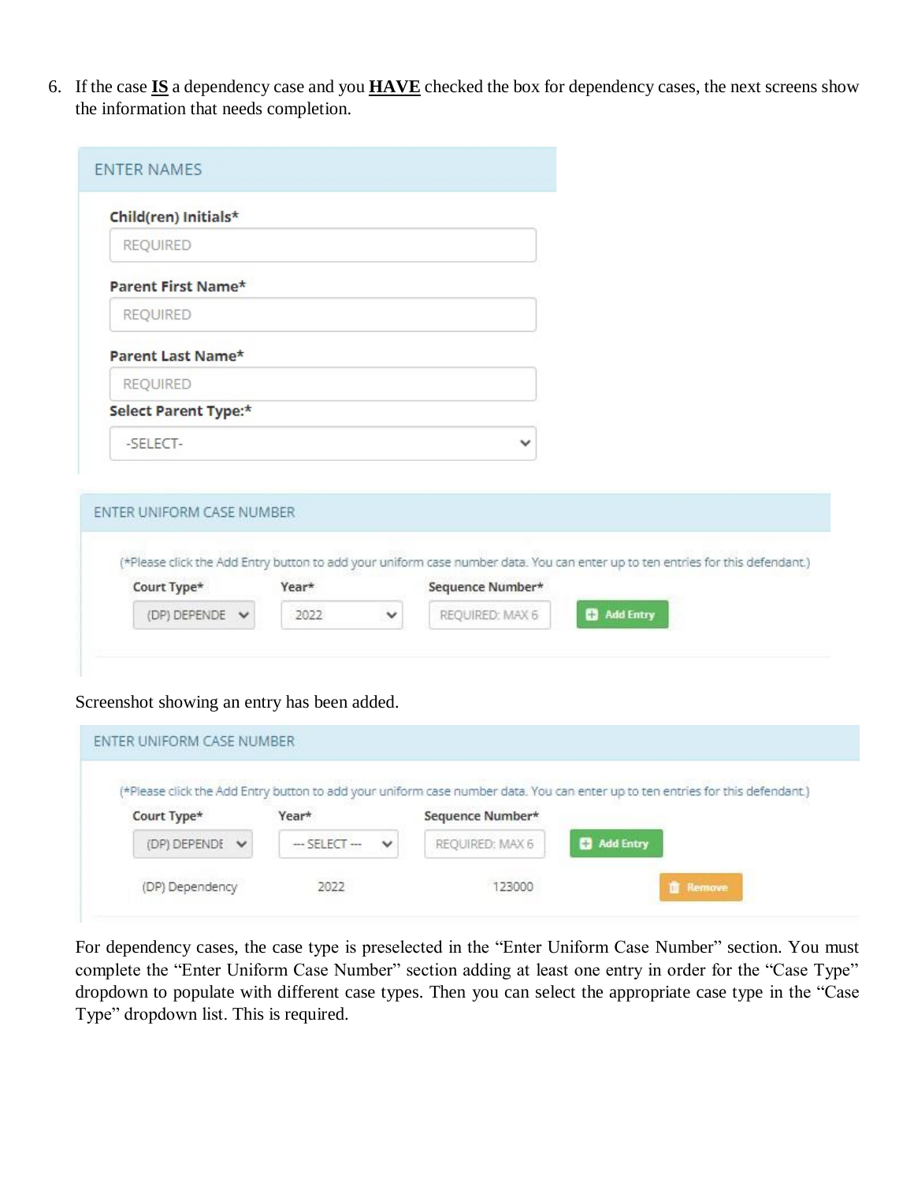6. If the case **<u>IS</u>** a dependency case and you **<u>HAVE</u>** checked the box for dependency cases, the next screens show the information that needs completion.

ENTER NAMES

Child(ren) Initials*

REQUIRED

Parent First Name*

REQUIRED

Parent Last Name*

REQUIRED

Select Parent Type:*

-SELECT-

ENTER UNIFORM CASE NUMBER

(*Please click the Add Entry button to add your uniform case number data. You can enter up to ten entries for this defendant.)

| Court Type* | Year* | Sequence Number* | |
|---|---|---|---|
| (DP) DEPENDE | 2022 | REQUIRED: MAX 6 | Add Entry |

Screenshot showing an entry has been added.

ENTER UNIFORM CASE NUMBER

(*Please click the Add Entry button to add your uniform case number data. You can enter up to ten entries for this defendant.)

| Court Type* | Year* | Sequence Number* | |
|---|---|---|---|
| (DP) DEPENDE | --- SELECT --- | REQUIRED: MAX 6 | Add Entry |
| (DP) Dependency | 2022 | 123000 | Remove |

For dependency cases, the case type is preselected in the "Enter Uniform Case Number" section. You must complete the "Enter Uniform Case Number" section adding at least one entry in order for the "Case Type" dropdown to populate with different case types. Then you can select the appropriate case type in the "Case Type" dropdown list. This is required.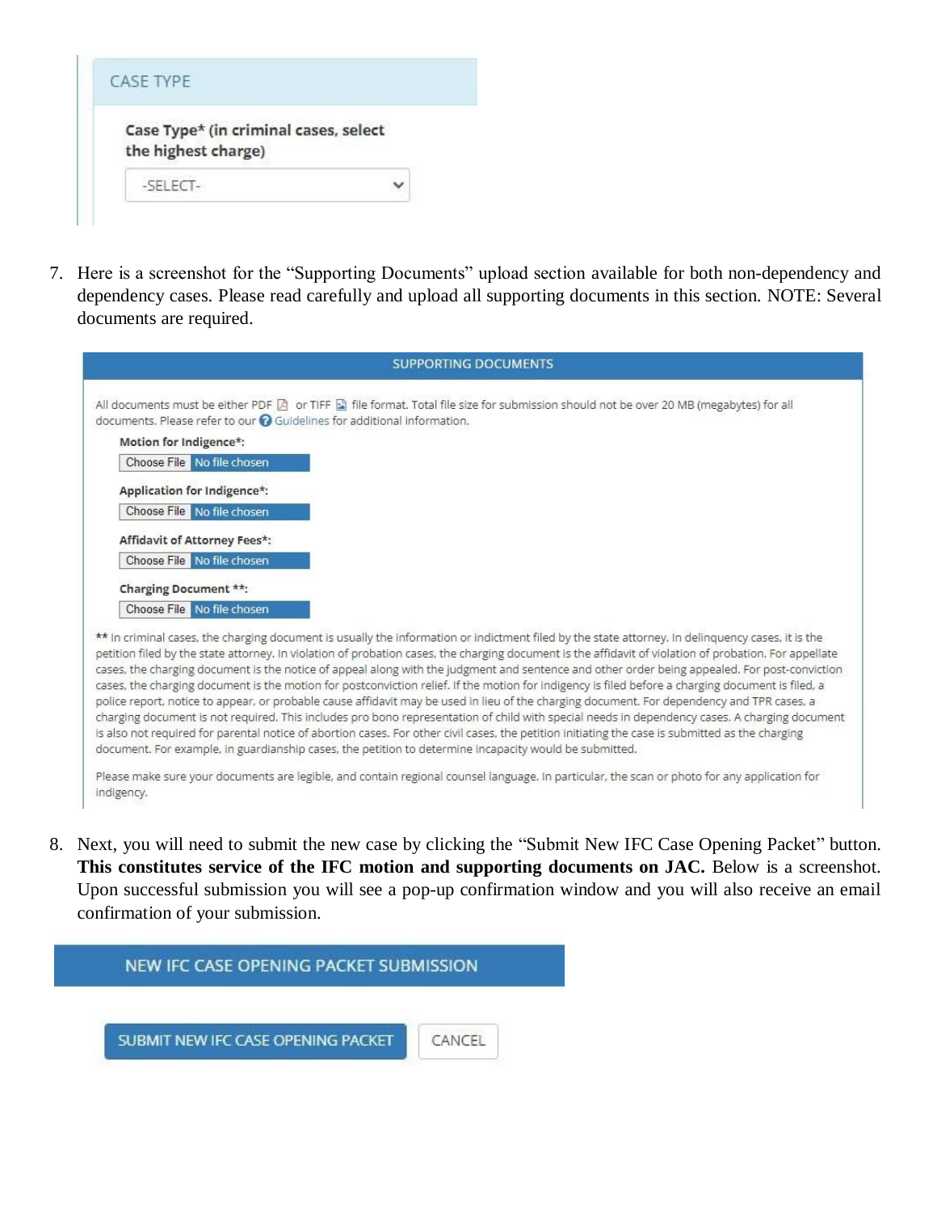CASE TYPE

Case Type* (in criminal cases, select the highest charge)

-SELECT-

7. Here is a screenshot for the "Supporting Documents" upload section available for both non-dependency and dependency cases. Please read carefully and upload all supporting documents in this section. NOTE: Several documents are required.

SUPPORTING DOCUMENTS

All documents must be either PDF or TIFF file format. Total file size for submission should not be over 20 MB (megabytes) for all documents. Please refer to our Guidelines for additional information.

**Motion for Indigence*:**

Choose File No file chosen

**Application for Indigence*:**

Choose File No file chosen

**Affidavit of Attorney Fees*:**

Choose File No file chosen

**Charging Document **:**

Choose File No file chosen

** In criminal cases, the charging document is usually the information or indictment filed by the state attorney. In delinquency cases, it is the petition filed by the state attorney. In violation of probation cases, the charging document is the affidavit of violation of probation. For appellate cases, the charging document is the notice of appeal along with the judgment and sentence and other order being appealed. For post-conviction cases, the charging document is the motion for postconviction relief. If the motion for indigency is filed before a charging document is filed, a police report, notice to appear, or probable cause affidavit may be used in lieu of the charging document. For dependency and TPR cases, a charging document is not required. This includes pro bono representation of child with special needs in dependency cases. A charging document is also not required for parental notice of abortion cases. For other civil cases, the petition initiating the case is submitted as the charging document. For example, in guardianship cases, the petition to determine incapacity would be submitted.

Please make sure your documents are legible, and contain regional counsel language. In particular, the scan or photo for any application for indigency.

8. Next, you will need to submit the new case by clicking the "Submit New IFC Case Opening Packet" button. **This constitutes service of the IFC motion and supporting documents on JAC.** Below is a screenshot. Upon successful submission you will see a pop-up confirmation window and you will also receive an email confirmation of your submission.

NEW IFC CASE OPENING PACKET SUBMISSION

SUBMIT NEW IFC CASE OPENING PACKET | CANCEL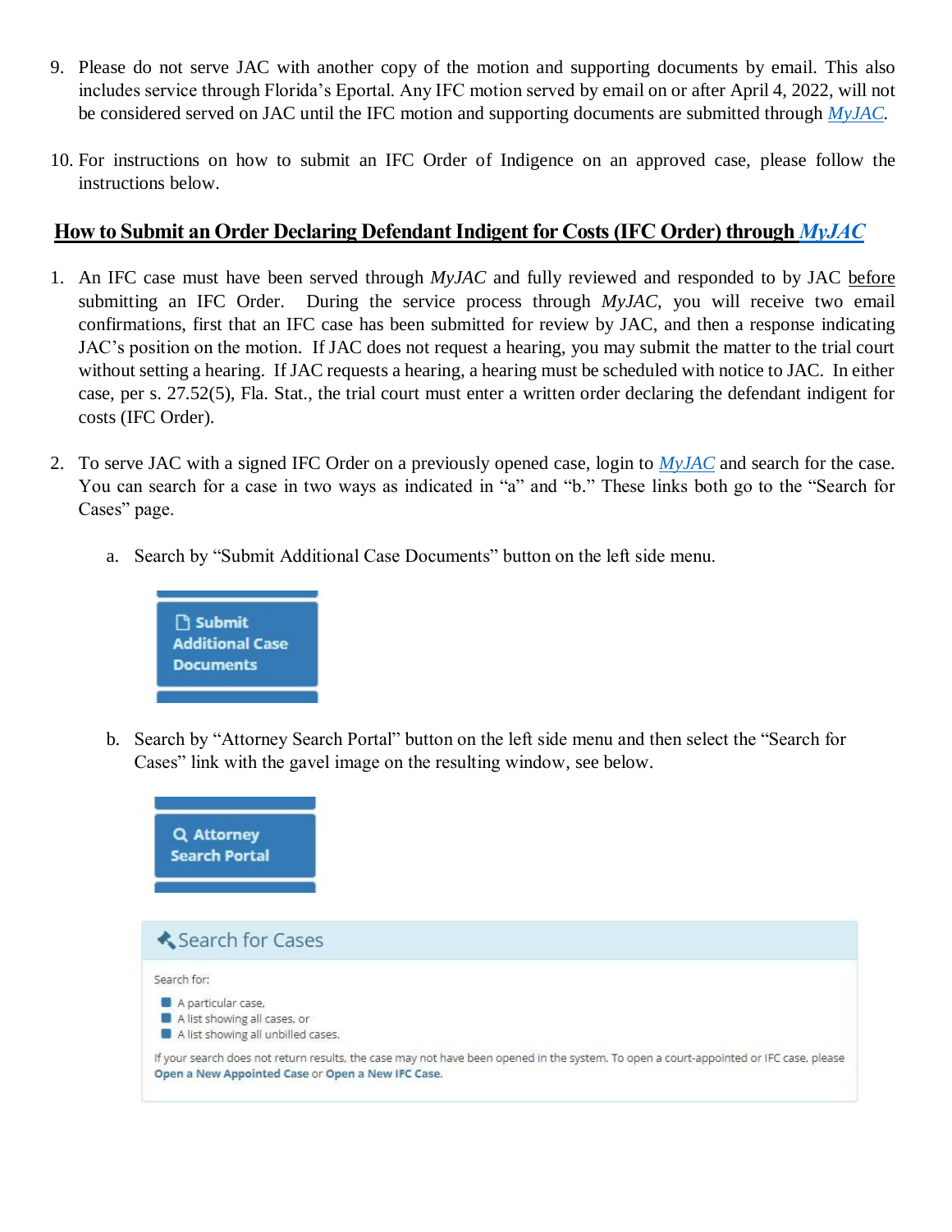9. Please do not serve JAC with another copy of the motion and supporting documents by email. This also includes service through Florida's Eportal. Any IFC motion served by email on or after April 4, 2022, will not be considered served on JAC until the IFC motion and supporting documents are submitted through *MyJAC*.

10. For instructions on how to submit an IFC Order of Indigence on an approved case, please follow the instructions below.

## How to Submit an Order Declaring Defendant Indigent for Costs (IFC Order) through *MyJAC*

1. An IFC case must have been served through *MyJAC* and fully reviewed and responded to by JAC before submitting an IFC Order. During the service process through *MyJAC*, you will receive two email confirmations, first that an IFC case has been submitted for review by JAC, and then a response indicating JAC's position on the motion. If JAC does not request a hearing, you may submit the matter to the trial court without setting a hearing. If JAC requests a hearing, a hearing must be scheduled with notice to JAC. In either case, per s. 27.52(5), Fla. Stat., the trial court must enter a written order declaring the defendant indigent for costs (IFC Order).

2. To serve JAC with a signed IFC Order on a previously opened case, login to *MyJAC* and search for the case. You can search for a case in two ways as indicated in "a" and "b." These links both go to the "Search for Cases" page.

   a. Search by "Submit Additional Case Documents" button on the left side menu.

   Submit Additional Case Documents

   b. Search by "Attorney Search Portal" button on the left side menu and then select the "Search for Cases" link with the gavel image on the resulting window, see below.

   Attorney Search Portal

   **Search for Cases**

   Search for:

   - A particular case,
   - A list showing all cases, or
   - A list showing all unbilled cases.

   If your search does not return results, the case may not have been opened in the system. To open a court-appointed or IFC case, please **Open a New Appointed Case** or **Open a New IFC Case**.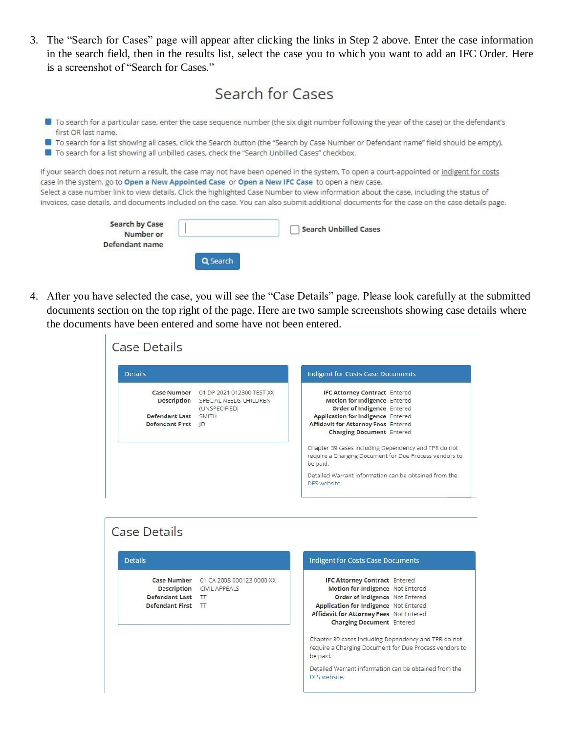3. The "Search for Cases" page will appear after clicking the links in Step 2 above. Enter the case information in the search field, then in the results list, select the case you to which you want to add an IFC Order. Here is a screenshot of "Search for Cases."

## Search for Cases

- To search for a particular case, enter the case sequence number (the six digit number following the year of the case) or the defendant's first OR last name.
- To search for a list showing all cases, click the Search button (the "Search by Case Number or Defendant name" field should be empty).
- To search for a list showing all unbilled cases, check the "Search Unbilled Cases" checkbox.

If your search does not return a result, the case may not have been opened in the system. To open a court-appointed or indigent for costs case in the system, go to **Open a New Appointed Case** or **Open a New IFC Case** to open a new case.
Select a case number link to view details. Click the highlighted Case Number to view information about the case, including the status of invoices, case details, and documents included on the case. You can also submit additional documents for the case on the case details page.

**Search by Case Number or Defendant name** [ ] ☐ **Search Unbilled Cases**

Search

4. After you have selected the case, you will see the "Case Details" page. Please look carefully at the submitted documents section on the top right of the page. Here are two sample screenshots showing case details where the documents have been entered and some have not been entered.

## Case Details

**Details**

| | |
|---|---|
| **Case Number** | 01 DP 2021 012300 TEST XX |
| **Description** | SPECIAL NEEDS CHILDREN (UNSPECIFIED) |
| **Defendant Last** | SMITH |
| **Defendant First** | JD |

**Indigent for Costs Case Documents**

| | |
|---|---|
| **IFC Attorney Contract** | Entered |
| **Motion for Indigence** | Entered |
| **Order of Indigence** | Entered |
| **Application for Indigence** | Entered |
| **Affidavit for Attorney Fees** | Entered |
| **Charging Document** | Entered |

Chapter 39 cases including Dependency and TPR do not require a Charging Document for Due Process vendors to be paid.

Detailed Warrant information can be obtained from the DFS website.

## Case Details

**Details**

| | |
|---|---|
| **Case Number** | 01 CA 2008 000123 0000 XX |
| **Description** | CIVIL APPEALS |
| **Defendant Last** | TT |
| **Defendant First** | TT |

**Indigent for Costs Case Documents**

| | |
|---|---|
| **IFC Attorney Contract** | Entered |
| **Motion for Indigence** | Not Entered |
| **Order of Indigence** | Not Entered |
| **Application for Indigence** | Not Entered |
| **Affidavit for Attorney Fees** | Not Entered |
| **Charging Document** | Entered |

Chapter 39 cases including Dependency and TPR do not require a Charging Document for Due Process vendors to be paid.

Detailed Warrant information can be obtained from the DFS website.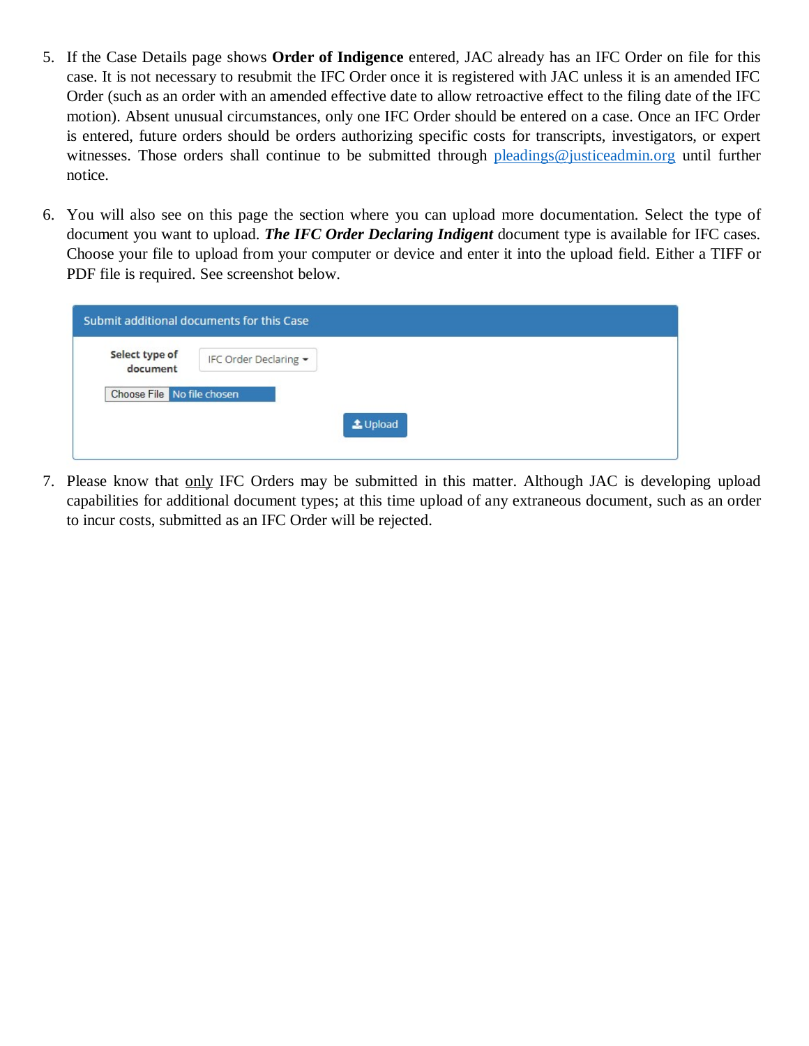5. If the Case Details page shows **Order of Indigence** entered, JAC already has an IFC Order on file for this case. It is not necessary to resubmit the IFC Order once it is registered with JAC unless it is an amended IFC Order (such as an order with an amended effective date to allow retroactive effect to the filing date of the IFC motion). Absent unusual circumstances, only one IFC Order should be entered on a case. Once an IFC Order is entered, future orders should be orders authorizing specific costs for transcripts, investigators, or expert witnesses. Those orders shall continue to be submitted through [pleadings@justiceadmin.org](mailto:pleadings@justiceadmin.org) until further notice.

6. You will also see on this page the section where you can upload more documentation. Select the type of document you want to upload. ***The IFC Order Declaring Indigent*** document type is available for IFC cases. Choose your file to upload from your computer or device and enter it into the upload field. Either a TIFF or PDF file is required. See screenshot below.

Submit additional documents for this Case

Select type of document

IFC Order Declaring

Choose File No file chosen

Upload

7. Please know that <u>only</u> IFC Orders may be submitted in this matter. Although JAC is developing upload capabilities for additional document types; at this time upload of any extraneous document, such as an order to incur costs, submitted as an IFC Order will be rejected.